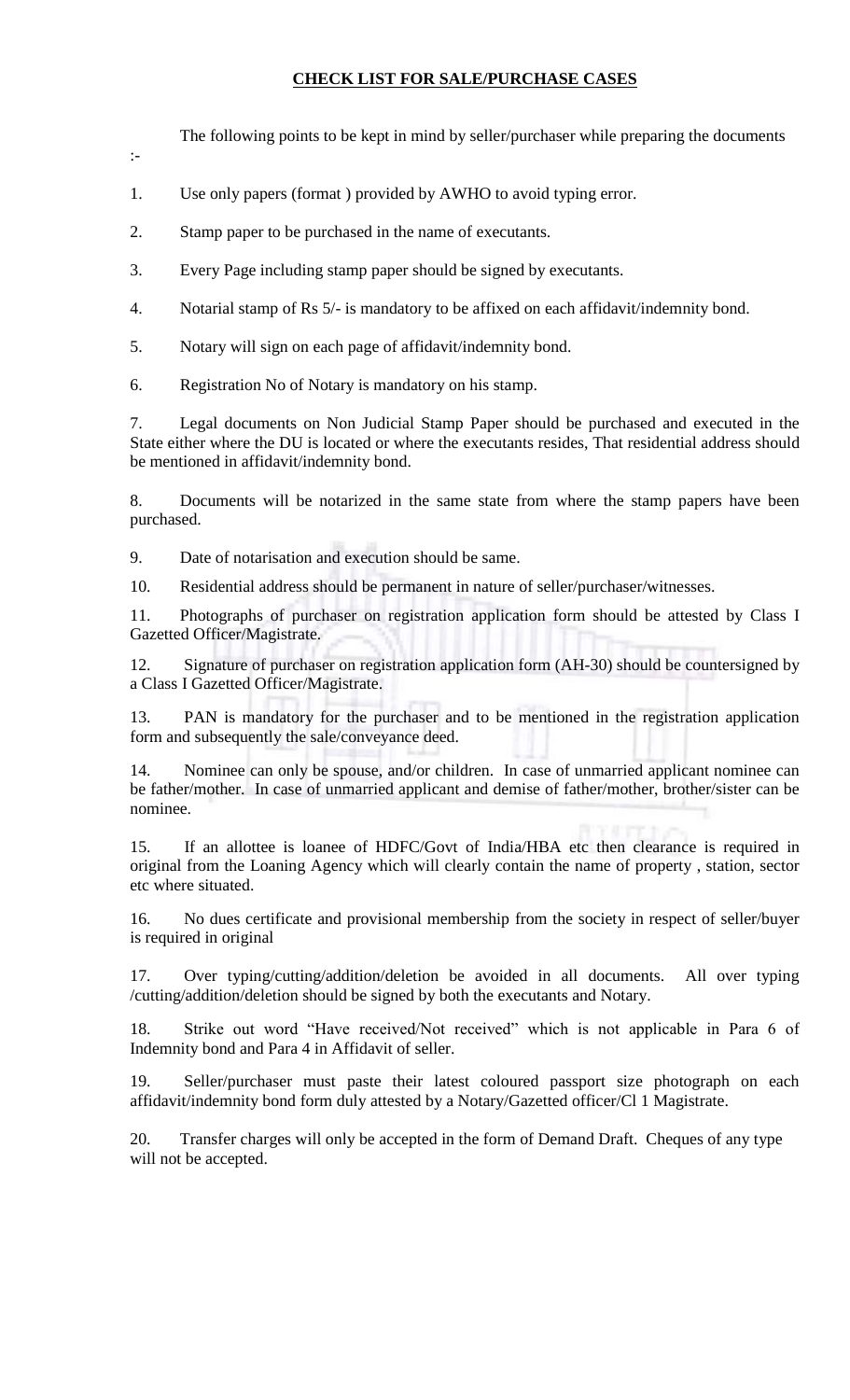**CHECK LIST FOR SALE/PURCHASE CASES**

The following points to be kept in mind by seller/purchaser while preparing the documents :-

1. Use only papers (format ) provided by AWHO to avoid typing error.

2. Stamp paper to be purchased in the name of executants.

3. Every Page including stamp paper should be signed by executants.

4. Notarial stamp of Rs 5/- is mandatory to be affixed on each affidavit/indemnity bond.

5. Notary will sign on each page of affidavit/indemnity bond.

6. Registration No of Notary is mandatory on his stamp.

7. Legal documents on Non Judicial Stamp Paper should be purchased and executed in the State either where the DU is located or where the executants resides, That residential address should be mentioned in affidavit/indemnity bond.

8. Documents will be notarized in the same state from where the stamp papers have been purchased.

9. Date of notarisation and execution should be same.

10. Residential address should be permanent in nature of seller/purchaser/witnesses.

11. Photographs of purchaser on registration application form should be attested by Class I Gazetted Officer/Magistrate.

12. Signature of purchaser on registration application form (AH-30) should be countersigned by a Class I Gazetted Officer/Magistrate.

13. PAN is mandatory for the purchaser and to be mentioned in the registration application form and subsequently the sale/conveyance deed.

14. Nominee can only be spouse, and/or children. In case of unmarried applicant nominee can be father/mother. In case of unmarried applicant and demise of father/mother, brother/sister can be nominee.

15. If an allottee is loanee of HDFC/Govt of India/HBA etc then clearance is required in original from the Loaning Agency which will clearly contain the name of property , station, sector etc where situated.

16. No dues certificate and provisional membership from the society in respect of seller/buyer is required in original

17. Over typing/cutting/addition/deletion be avoided in all documents. All over typing /cutting/addition/deletion should be signed by both the executants and Notary.

18. Strike out word "Have received/Not received" which is not applicable in Para 6 of Indemnity bond and Para 4 in Affidavit of seller.

19. Seller/purchaser must paste their latest coloured passport size photograph on each affidavit/indemnity bond form duly attested by a Notary/Gazetted officer/Cl 1 Magistrate.

20. Transfer charges will only be accepted in the form of Demand Draft. Cheques of any type will not be accepted.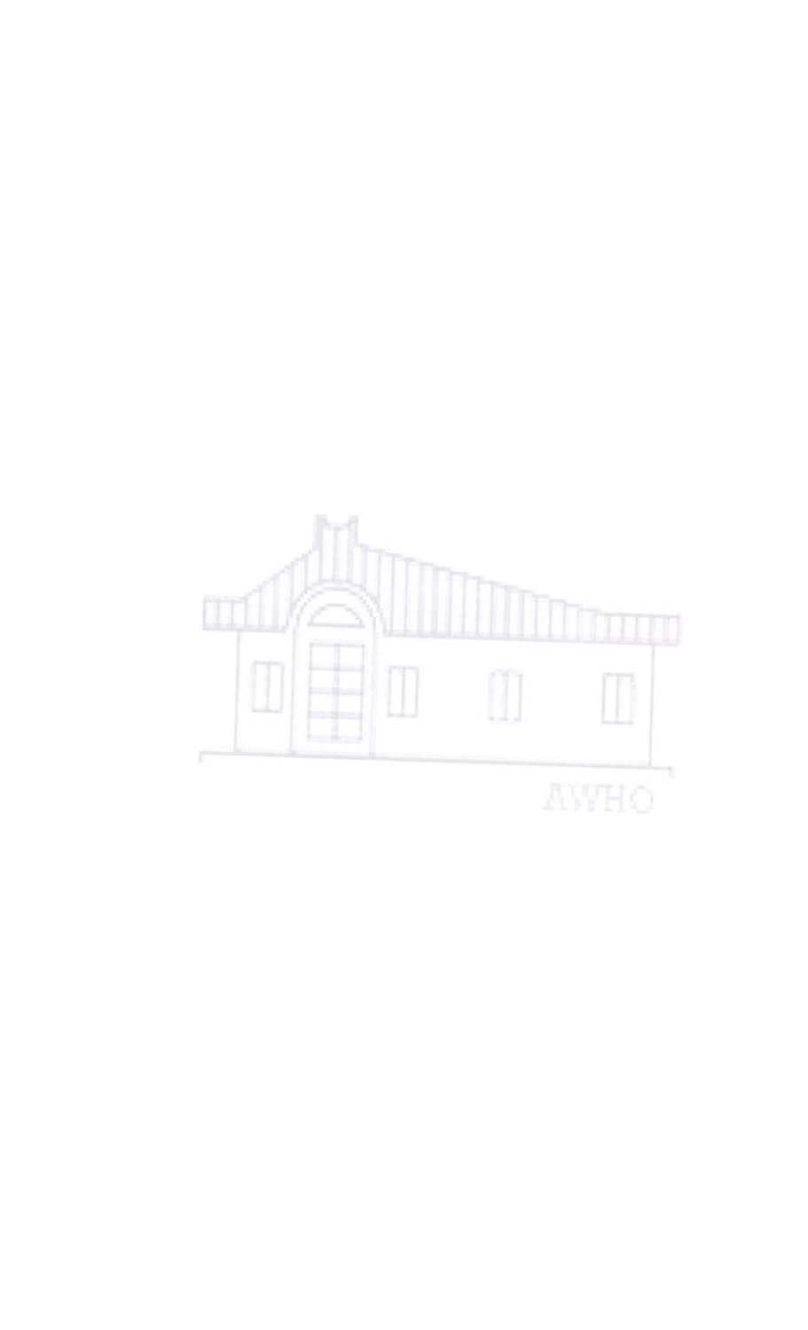AWHO